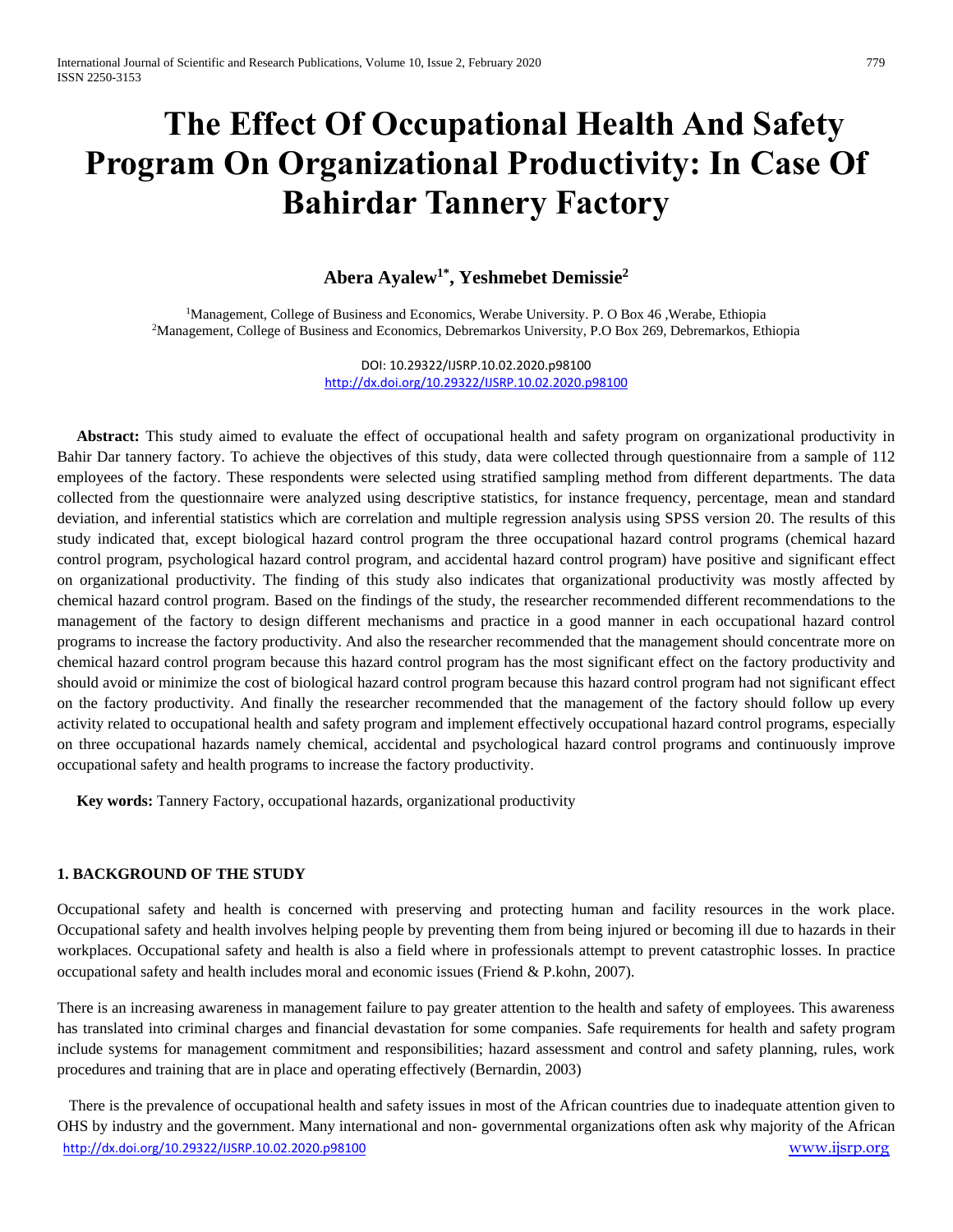# The Effect Of Occupational Health And Safety Program On Organizational Productivity: In Case Of Bahirdar Tannery Factory

**Abera Ayalew[1*], Yeshmebet Demissie[2]**

[1]Management, College of Business and Economics, Werabe University. P. O Box 46 ,Werabe, Ethiopia
[2]Management, College of Business and Economics, Debremarkos University, P.O Box 269, Debremarkos, Ethiopia

DOI: 10.29322/IJSRP.10.02.2020.p98100
http://dx.doi.org/10.29322/IJSRP.10.02.2020.p98100

**Abstract:** This study aimed to evaluate the effect of occupational health and safety program on organizational productivity in Bahir Dar tannery factory. To achieve the objectives of this study, data were collected through questionnaire from a sample of 112 employees of the factory. These respondents were selected using stratified sampling method from different departments. The data collected from the questionnaire were analyzed using descriptive statistics, for instance frequency, percentage, mean and standard deviation, and inferential statistics which are correlation and multiple regression analysis using SPSS version 20. The results of this study indicated that, except biological hazard control program the three occupational hazard control programs (chemical hazard control program, psychological hazard control program, and accidental hazard control program) have positive and significant effect on organizational productivity. The finding of this study also indicates that organizational productivity was mostly affected by chemical hazard control program. Based on the findings of the study, the researcher recommended different recommendations to the management of the factory to design different mechanisms and practice in a good manner in each occupational hazard control programs to increase the factory productivity. And also the researcher recommended that the management should concentrate more on chemical hazard control program because this hazard control program has the most significant effect on the factory productivity and should avoid or minimize the cost of biological hazard control program because this hazard control program had not significant effect on the factory productivity. And finally the researcher recommended that the management of the factory should follow up every activity related to occupational health and safety program and implement effectively occupational hazard control programs, especially on three occupational hazards namely chemical, accidental and psychological hazard control programs and continuously improve occupational safety and health programs to increase the factory productivity.

**Key words:** Tannery Factory, occupational hazards, organizational productivity

## 1. BACKGROUND OF THE STUDY

Occupational safety and health is concerned with preserving and protecting human and facility resources in the work place. Occupational safety and health involves helping people by preventing them from being injured or becoming ill due to hazards in their workplaces. Occupational safety and health is also a field where in professionals attempt to prevent catastrophic losses. In practice occupational safety and health includes moral and economic issues (Friend & P.kohn, 2007).

There is an increasing awareness in management failure to pay greater attention to the health and safety of employees. This awareness has translated into criminal charges and financial devastation for some companies. Safe requirements for health and safety program include systems for management commitment and responsibilities; hazard assessment and control and safety planning, rules, work procedures and training that are in place and operating effectively (Bernardin, 2003)

There is the prevalence of occupational health and safety issues in most of the African countries due to inadequate attention given to OHS by industry and the government. Many international and non- governmental organizations often ask why majority of the African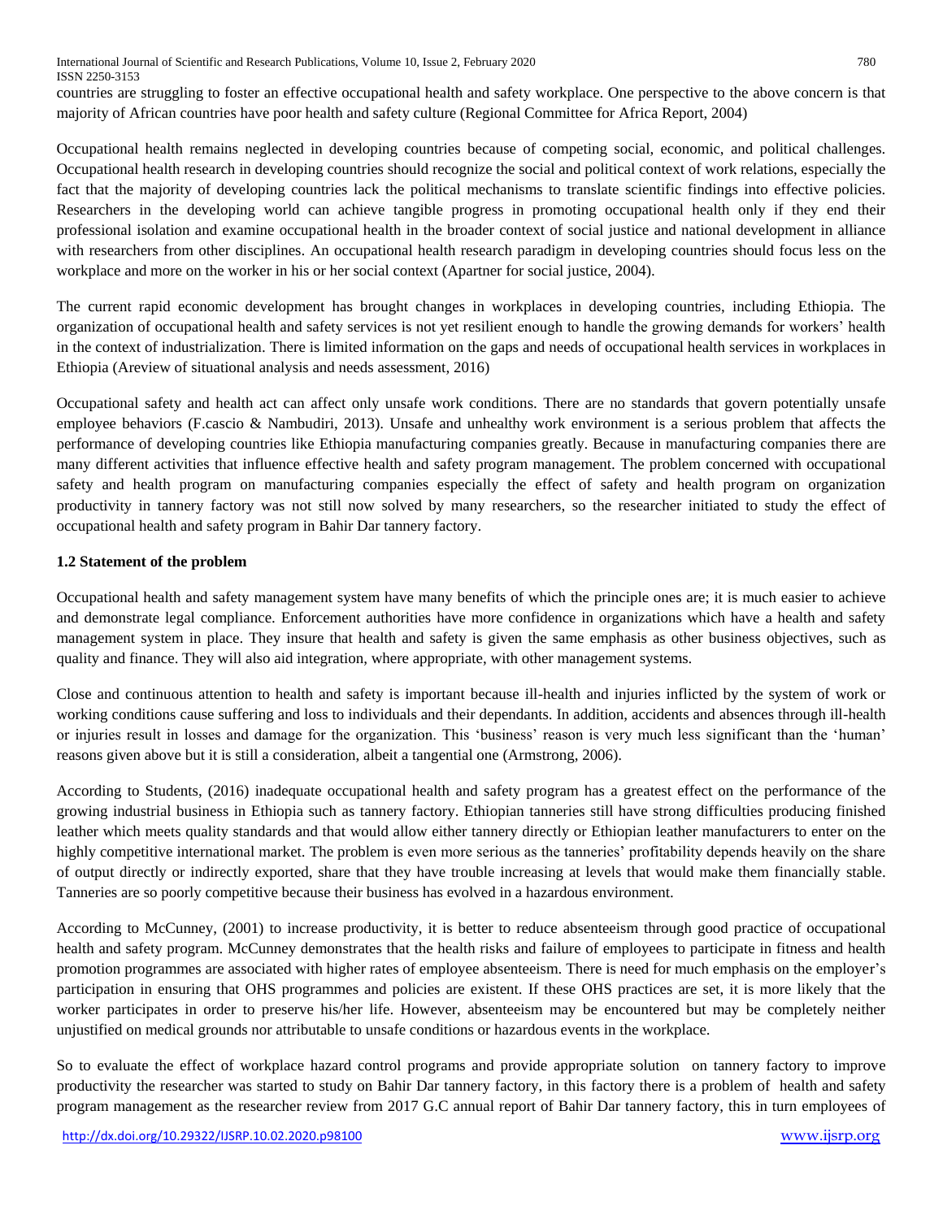countries are struggling to foster an effective occupational health and safety workplace. One perspective to the above concern is that majority of African countries have poor health and safety culture (Regional Committee for Africa Report, 2004)

Occupational health remains neglected in developing countries because of competing social, economic, and political challenges. Occupational health research in developing countries should recognize the social and political context of work relations, especially the fact that the majority of developing countries lack the political mechanisms to translate scientific findings into effective policies. Researchers in the developing world can achieve tangible progress in promoting occupational health only if they end their professional isolation and examine occupational health in the broader context of social justice and national development in alliance with researchers from other disciplines. An occupational health research paradigm in developing countries should focus less on the workplace and more on the worker in his or her social context (Apartner for social justice, 2004).

The current rapid economic development has brought changes in workplaces in developing countries, including Ethiopia. The organization of occupational health and safety services is not yet resilient enough to handle the growing demands for workers' health in the context of industrialization. There is limited information on the gaps and needs of occupational health services in workplaces in Ethiopia (Areview of situational analysis and needs assessment, 2016)

Occupational safety and health act can affect only unsafe work conditions. There are no standards that govern potentially unsafe employee behaviors (F.cascio & Nambudiri, 2013). Unsafe and unhealthy work environment is a serious problem that affects the performance of developing countries like Ethiopia manufacturing companies greatly. Because in manufacturing companies there are many different activities that influence effective health and safety program management. The problem concerned with occupational safety and health program on manufacturing companies especially the effect of safety and health program on organization productivity in tannery factory was not still now solved by many researchers, so the researcher initiated to study the effect of occupational health and safety program in Bahir Dar tannery factory.

### 1.2 Statement of the problem

Occupational health and safety management system have many benefits of which the principle ones are; it is much easier to achieve and demonstrate legal compliance. Enforcement authorities have more confidence in organizations which have a health and safety management system in place. They insure that health and safety is given the same emphasis as other business objectives, such as quality and finance. They will also aid integration, where appropriate, with other management systems.

Close and continuous attention to health and safety is important because ill-health and injuries inflicted by the system of work or working conditions cause suffering and loss to individuals and their dependants. In addition, accidents and absences through ill-health or injuries result in losses and damage for the organization. This 'business' reason is very much less significant than the 'human' reasons given above but it is still a consideration, albeit a tangential one (Armstrong, 2006).

According to Students, (2016) inadequate occupational health and safety program has a greatest effect on the performance of the growing industrial business in Ethiopia such as tannery factory. Ethiopian tanneries still have strong difficulties producing finished leather which meets quality standards and that would allow either tannery directly or Ethiopian leather manufacturers to enter on the highly competitive international market. The problem is even more serious as the tanneries' profitability depends heavily on the share of output directly or indirectly exported, share that they have trouble increasing at levels that would make them financially stable. Tanneries are so poorly competitive because their business has evolved in a hazardous environment.

According to McCunney, (2001) to increase productivity, it is better to reduce absenteeism through good practice of occupational health and safety program. McCunney demonstrates that the health risks and failure of employees to participate in fitness and health promotion programmes are associated with higher rates of employee absenteeism. There is need for much emphasis on the employer's participation in ensuring that OHS programmes and policies are existent. If these OHS practices are set, it is more likely that the worker participates in order to preserve his/her life. However, absenteeism may be encountered but may be completely neither unjustified on medical grounds nor attributable to unsafe conditions or hazardous events in the workplace.

So to evaluate the effect of workplace hazard control programs and provide appropriate solution on tannery factory to improve productivity the researcher was started to study on Bahir Dar tannery factory, in this factory there is a problem of health and safety program management as the researcher review from 2017 G.C annual report of Bahir Dar tannery factory, this in turn employees of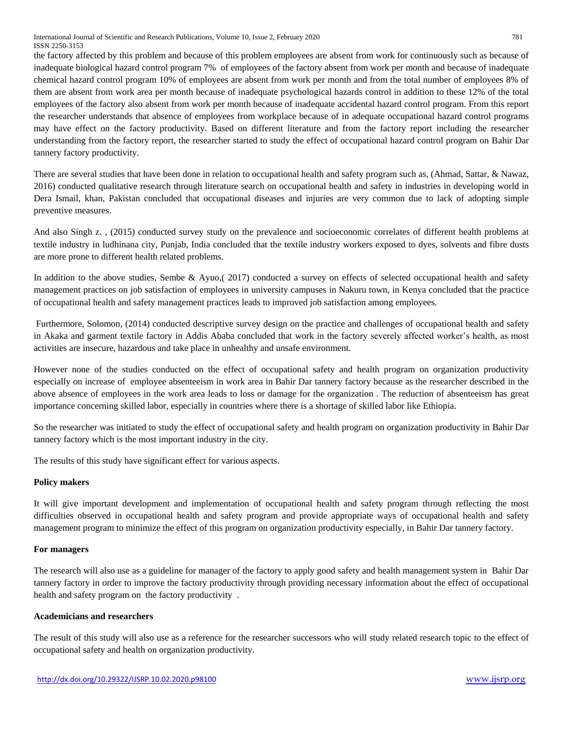the factory affected by this problem and because of this problem employees are absent from work for continuously such as because of inadequate biological hazard control program 7% of employees of the factory absent from work per month and because of inadequate chemical hazard control program 10% of employees are absent from work per month and from the total number of employees 8% of them are absent from work area per month because of inadequate psychological hazards control in addition to these 12% of the total employees of the factory also absent from work per month because of inadequate accidental hazard control program. From this report the researcher understands that absence of employees from workplace because of in adequate occupational hazard control programs may have effect on the factory productivity. Based on different literature and from the factory report including the researcher understanding from the factory report, the researcher started to study the effect of occupational hazard control program on Bahir Dar tannery factory productivity.

There are several studies that have been done in relation to occupational health and safety program such as, (Ahmad, Sattar, & Nawaz, 2016) conducted qualitative research through literature search on occupational health and safety in industries in developing world in Dera Ismail, khan, Pakistan concluded that occupational diseases and injuries are very common due to lack of adopting simple preventive measures.

And also Singh z. , (2015) conducted survey study on the prevalence and socioeconomic correlates of different health problems at textile industry in ludhinana city, Punjab, India concluded that the textile industry workers exposed to dyes, solvents and fibre dusts are more prone to different health related problems.

In addition to the above studies, Sembe & Ayuo,( 2017) conducted a survey on effects of selected occupational health and safety management practices on job satisfaction of employees in university campuses in Nakuru town, in Kenya concluded that the practice of occupational health and safety management practices leads to improved job satisfaction among employees.

Furthermore, Solomon, (2014) conducted descriptive survey design on the practice and challenges of occupational health and safety in Akaka and garment textile factory in Addis Ababa concluded that work in the factory severely affected worker's health, as most activities are insecure, hazardous and take place in unhealthy and unsafe environment.

However none of the studies conducted on the effect of occupational safety and health program on organization productivity especially on increase of employee absenteeism in work area in Bahir Dar tannery factory because as the researcher described in the above absence of employees in the work area leads to loss or damage for the organization . The reduction of absenteeism has great importance concerning skilled labor, especially in countries where there is a shortage of skilled labor like Ethiopia.

So the researcher was initiated to study the effect of occupational safety and health program on organization productivity in Bahir Dar tannery factory which is the most important industry in the city.

The results of this study have significant effect for various aspects.

**Policy makers**

It will give important development and implementation of occupational health and safety program through reflecting the most difficulties observed in occupational health and safety program and provide appropriate ways of occupational health and safety management program to minimize the effect of this program on organization productivity especially, in Bahir Dar tannery factory.

**For managers**

The research will also use as a guideline for manager of the factory to apply good safety and health management system in Bahir Dar tannery factory in order to improve the factory productivity through providing necessary information about the effect of occupational health and safety program on the factory productivity .

**Academicians and researchers**

The result of this study will also use as a reference for the researcher successors who will study related research topic to the effect of occupational safety and health on organization productivity.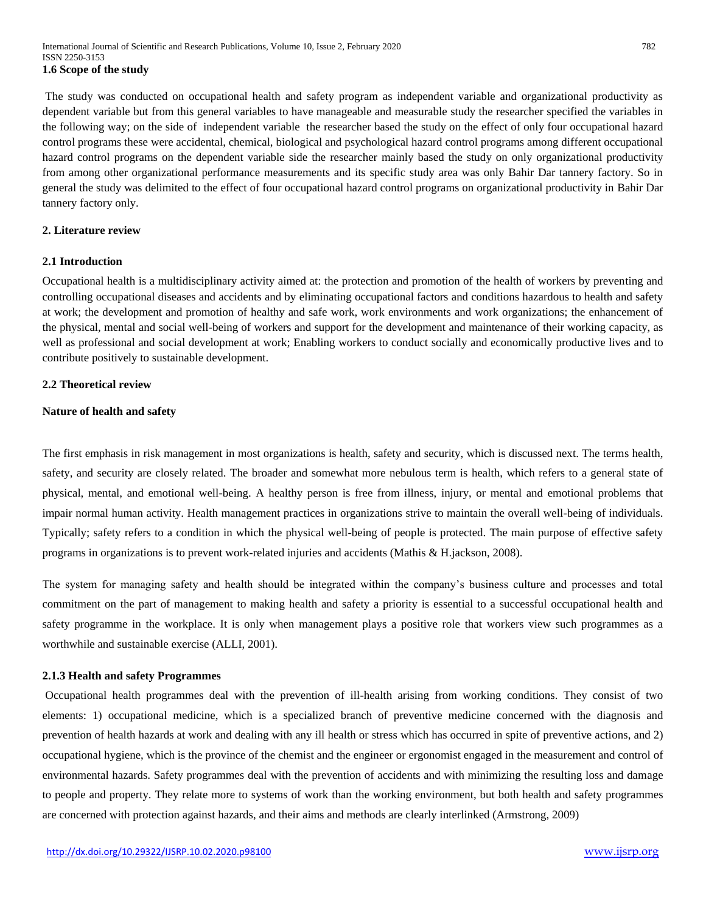### 1.6 Scope of the study

The study was conducted on occupational health and safety program as independent variable and organizational productivity as dependent variable but from this general variables to have manageable and measurable study the researcher specified the variables in the following way; on the side of independent variable the researcher based the study on the effect of only four occupational hazard control programs these were accidental, chemical, biological and psychological hazard control programs among different occupational hazard control programs on the dependent variable side the researcher mainly based the study on only organizational productivity from among other organizational performance measurements and its specific study area was only Bahir Dar tannery factory. So in general the study was delimited to the effect of four occupational hazard control programs on organizational productivity in Bahir Dar tannery factory only.

## 2. Literature review

### 2.1 Introduction

Occupational health is a multidisciplinary activity aimed at: the protection and promotion of the health of workers by preventing and controlling occupational diseases and accidents and by eliminating occupational factors and conditions hazardous to health and safety at work; the development and promotion of healthy and safe work, work environments and work organizations; the enhancement of the physical, mental and social well-being of workers and support for the development and maintenance of their working capacity, as well as professional and social development at work; Enabling workers to conduct socially and economically productive lives and to contribute positively to sustainable development.

### 2.2 Theoretical review

**Nature of health and safety**

The first emphasis in risk management in most organizations is health, safety and security, which is discussed next. The terms health, safety, and security are closely related. The broader and somewhat more nebulous term is health, which refers to a general state of physical, mental, and emotional well-being. A healthy person is free from illness, injury, or mental and emotional problems that impair normal human activity. Health management practices in organizations strive to maintain the overall well-being of individuals. Typically; safety refers to a condition in which the physical well-being of people is protected. The main purpose of effective safety programs in organizations is to prevent work-related injuries and accidents (Mathis & H.jackson, 2008).

The system for managing safety and health should be integrated within the company's business culture and processes and total commitment on the part of management to making health and safety a priority is essential to a successful occupational health and safety programme in the workplace. It is only when management plays a positive role that workers view such programmes as a worthwhile and sustainable exercise (ALLI, 2001).

### 2.1.3 Health and safety Programmes

Occupational health programmes deal with the prevention of ill-health arising from working conditions. They consist of two elements: 1) occupational medicine, which is a specialized branch of preventive medicine concerned with the diagnosis and prevention of health hazards at work and dealing with any ill health or stress which has occurred in spite of preventive actions, and 2) occupational hygiene, which is the province of the chemist and the engineer or ergonomist engaged in the measurement and control of environmental hazards. Safety programmes deal with the prevention of accidents and with minimizing the resulting loss and damage to people and property. They relate more to systems of work than the working environment, but both health and safety programmes are concerned with protection against hazards, and their aims and methods are clearly interlinked (Armstrong, 2009)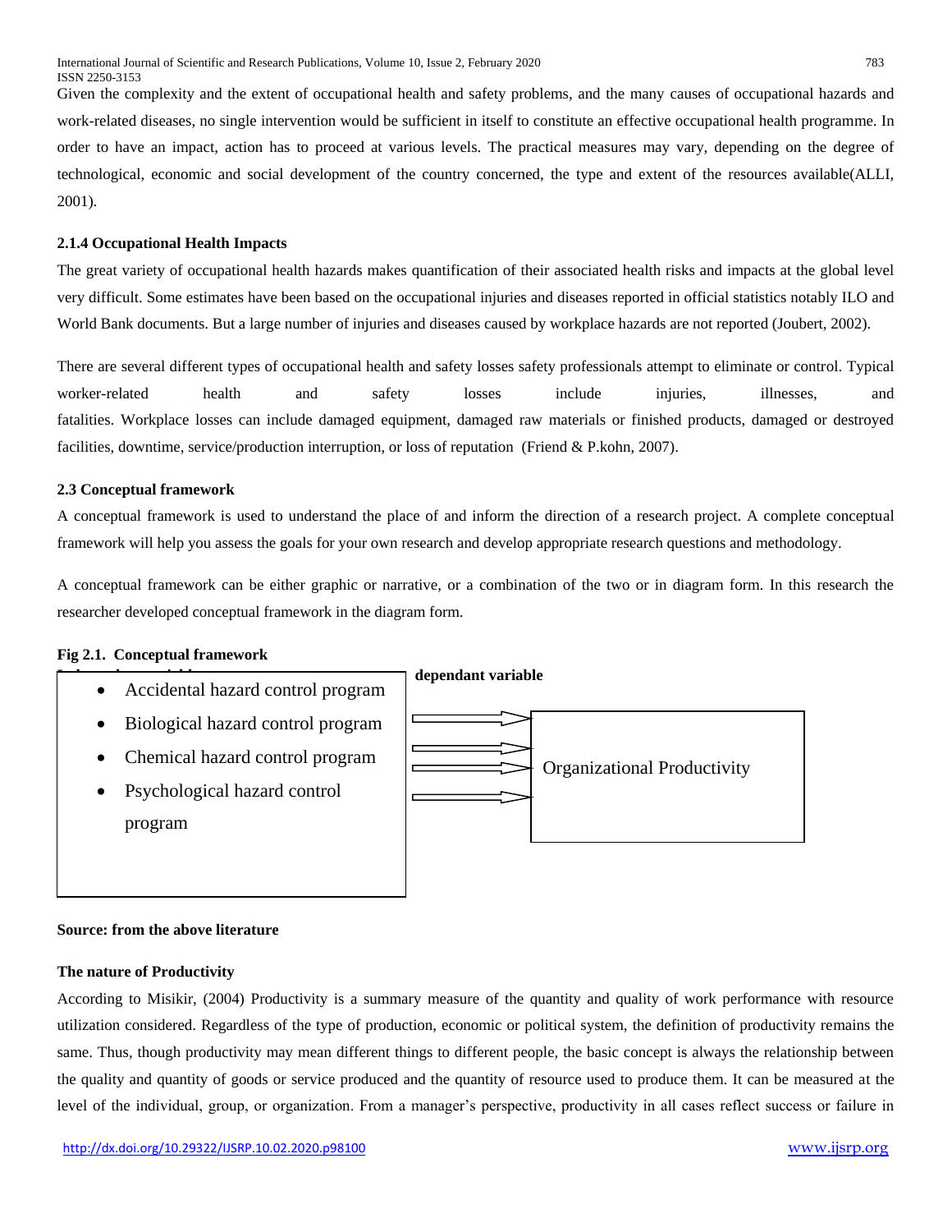Given the complexity and the extent of occupational health and safety problems, and the many causes of occupational hazards and work-related diseases, no single intervention would be sufficient in itself to constitute an effective occupational health programme. In order to have an impact, action has to proceed at various levels. The practical measures may vary, depending on the degree of technological, economic and social development of the country concerned, the type and extent of the resources available(ALLI, 2001).

### 2.1.4 Occupational Health Impacts

The great variety of occupational health hazards makes quantification of their associated health risks and impacts at the global level very difficult. Some estimates have been based on the occupational injuries and diseases reported in official statistics notably ILO and World Bank documents. But a large number of injuries and diseases caused by workplace hazards are not reported (Joubert, 2002).

There are several different types of occupational health and safety losses safety professionals attempt to eliminate or control. Typical worker-related health and safety losses include injuries, illnesses, and fatalities. Workplace losses can include damaged equipment, damaged raw materials or finished products, damaged or destroyed facilities, downtime, service/production interruption, or loss of reputation (Friend & P.kohn, 2007).

### 2.3 Conceptual framework

A conceptual framework is used to understand the place of and inform the direction of a research project. A complete conceptual framework will help you assess the goals for your own research and develop appropriate research questions and methodology.

A conceptual framework can be either graphic or narrative, or a combination of the two or in diagram form. In this research the researcher developed conceptual framework in the diagram form.

**Fig 2.1. Conceptual framework**

**Independent variable** → **dependant variable**

- Accidental hazard control program
- Biological hazard control program
- Chemical hazard control program
- Psychological hazard control program

→ Organizational Productivity

**Source: from the above literature**

### The nature of Productivity

According to Misikir, (2004) Productivity is a summary measure of the quantity and quality of work performance with resource utilization considered. Regardless of the type of production, economic or political system, the definition of productivity remains the same. Thus, though productivity may mean different things to different people, the basic concept is always the relationship between the quality and quantity of goods or service produced and the quantity of resource used to produce them. It can be measured at the level of the individual, group, or organization. From a manager's perspective, productivity in all cases reflect success or failure in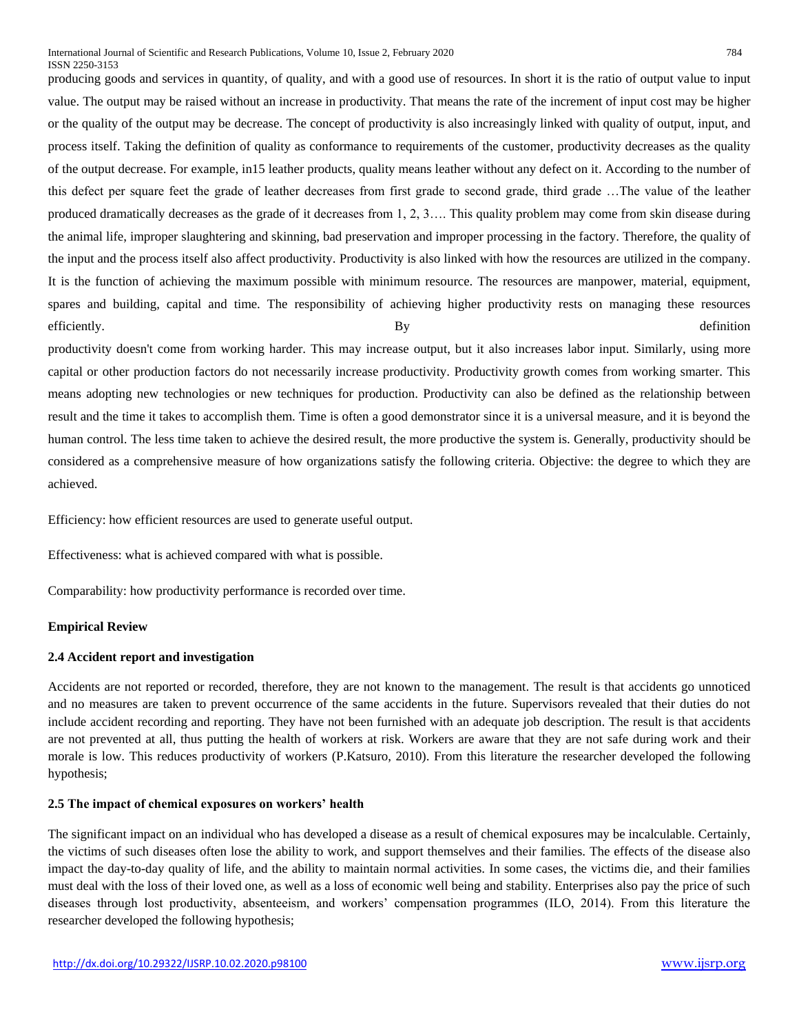producing goods and services in quantity, of quality, and with a good use of resources. In short it is the ratio of output value to input value. The output may be raised without an increase in productivity. That means the rate of the increment of input cost may be higher or the quality of the output may be decrease. The concept of productivity is also increasingly linked with quality of output, input, and process itself. Taking the definition of quality as conformance to requirements of the customer, productivity decreases as the quality of the output decrease. For example, in15 leather products, quality means leather without any defect on it. According to the number of this defect per square feet the grade of leather decreases from first grade to second grade, third grade …The value of the leather produced dramatically decreases as the grade of it decreases from 1, 2, 3…. This quality problem may come from skin disease during the animal life, improper slaughtering and skinning, bad preservation and improper processing in the factory. Therefore, the quality of the input and the process itself also affect productivity. Productivity is also linked with how the resources are utilized in the company. It is the function of achieving the maximum possible with minimum resource. The resources are manpower, material, equipment, spares and building, capital and time. The responsibility of achieving higher productivity rests on managing these resources efficiently. By definition productivity doesn't come from working harder. This may increase output, but it also increases labor input. Similarly, using more capital or other production factors do not necessarily increase productivity. Productivity growth comes from working smarter. This means adopting new technologies or new techniques for production. Productivity can also be defined as the relationship between result and the time it takes to accomplish them. Time is often a good demonstrator since it is a universal measure, and it is beyond the human control. The less time taken to achieve the desired result, the more productive the system is. Generally, productivity should be considered as a comprehensive measure of how organizations satisfy the following criteria. Objective: the degree to which they are achieved.

Efficiency: how efficient resources are used to generate useful output.

Effectiveness: what is achieved compared with what is possible.

Comparability: how productivity performance is recorded over time.

**Empirical Review**

### 2.4 Accident report and investigation

Accidents are not reported or recorded, therefore, they are not known to the management. The result is that accidents go unnoticed and no measures are taken to prevent occurrence of the same accidents in the future. Supervisors revealed that their duties do not include accident recording and reporting. They have not been furnished with an adequate job description. The result is that accidents are not prevented at all, thus putting the health of workers at risk. Workers are aware that they are not safe during work and their morale is low. This reduces productivity of workers (P.Katsuro, 2010). From this literature the researcher developed the following hypothesis;

### 2.5 The impact of chemical exposures on workers' health

The significant impact on an individual who has developed a disease as a result of chemical exposures may be incalculable. Certainly, the victims of such diseases often lose the ability to work, and support themselves and their families. The effects of the disease also impact the day-to-day quality of life, and the ability to maintain normal activities. In some cases, the victims die, and their families must deal with the loss of their loved one, as well as a loss of economic well being and stability. Enterprises also pay the price of such diseases through lost productivity, absenteeism, and workers' compensation programmes (ILO, 2014). From this literature the researcher developed the following hypothesis;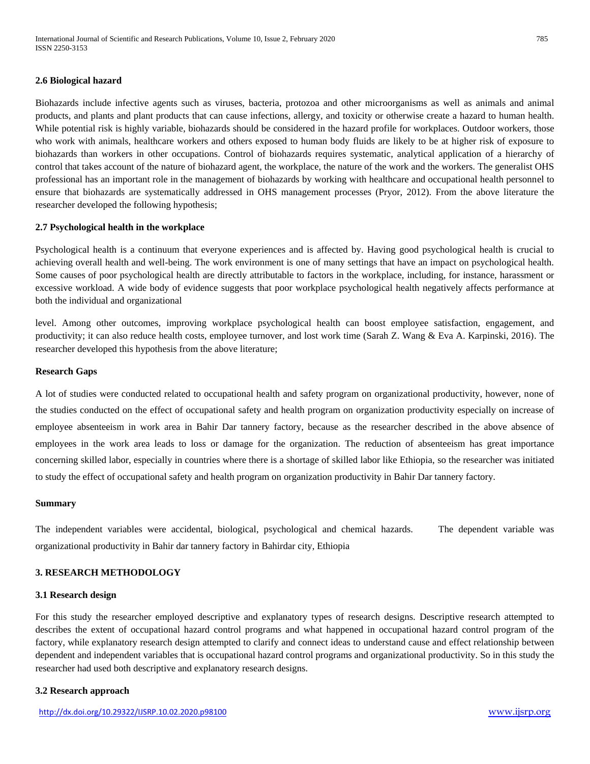### 2.6 Biological hazard

Biohazards include infective agents such as viruses, bacteria, protozoa and other microorganisms as well as animals and animal products, and plants and plant products that can cause infections, allergy, and toxicity or otherwise create a hazard to human health. While potential risk is highly variable, biohazards should be considered in the hazard profile for workplaces. Outdoor workers, those who work with animals, healthcare workers and others exposed to human body fluids are likely to be at higher risk of exposure to biohazards than workers in other occupations. Control of biohazards requires systematic, analytical application of a hierarchy of control that takes account of the nature of biohazard agent, the workplace, the nature of the work and the workers. The generalist OHS professional has an important role in the management of biohazards by working with healthcare and occupational health personnel to ensure that biohazards are systematically addressed in OHS management processes (Pryor, 2012). From the above literature the researcher developed the following hypothesis;

### 2.7 Psychological health in the workplace

Psychological health is a continuum that everyone experiences and is affected by. Having good psychological health is crucial to achieving overall health and well-being. The work environment is one of many settings that have an impact on psychological health. Some causes of poor psychological health are directly attributable to factors in the workplace, including, for instance, harassment or excessive workload. A wide body of evidence suggests that poor workplace psychological health negatively affects performance at both the individual and organizational

level. Among other outcomes, improving workplace psychological health can boost employee satisfaction, engagement, and productivity; it can also reduce health costs, employee turnover, and lost work time (Sarah Z. Wang & Eva A. Karpinski, 2016). The researcher developed this hypothesis from the above literature;

### Research Gaps

A lot of studies were conducted related to occupational health and safety program on organizational productivity, however, none of the studies conducted on the effect of occupational safety and health program on organization productivity especially on increase of employee absenteeism in work area in Bahir Dar tannery factory, because as the researcher described in the above absence of employees in the work area leads to loss or damage for the organization. The reduction of absenteeism has great importance concerning skilled labor, especially in countries where there is a shortage of skilled labor like Ethiopia, so the researcher was initiated to study the effect of occupational safety and health program on organization productivity in Bahir Dar tannery factory.

### Summary

The independent variables were accidental, biological, psychological and chemical hazards. The dependent variable was organizational productivity in Bahir dar tannery factory in Bahirdar city, Ethiopia

## 3. RESEARCH METHODOLOGY

### 3.1 Research design

For this study the researcher employed descriptive and explanatory types of research designs. Descriptive research attempted to describes the extent of occupational hazard control programs and what happened in occupational hazard control program of the factory, while explanatory research design attempted to clarify and connect ideas to understand cause and effect relationship between dependent and independent variables that is occupational hazard control programs and organizational productivity. So in this study the researcher had used both descriptive and explanatory research designs.

### 3.2 Research approach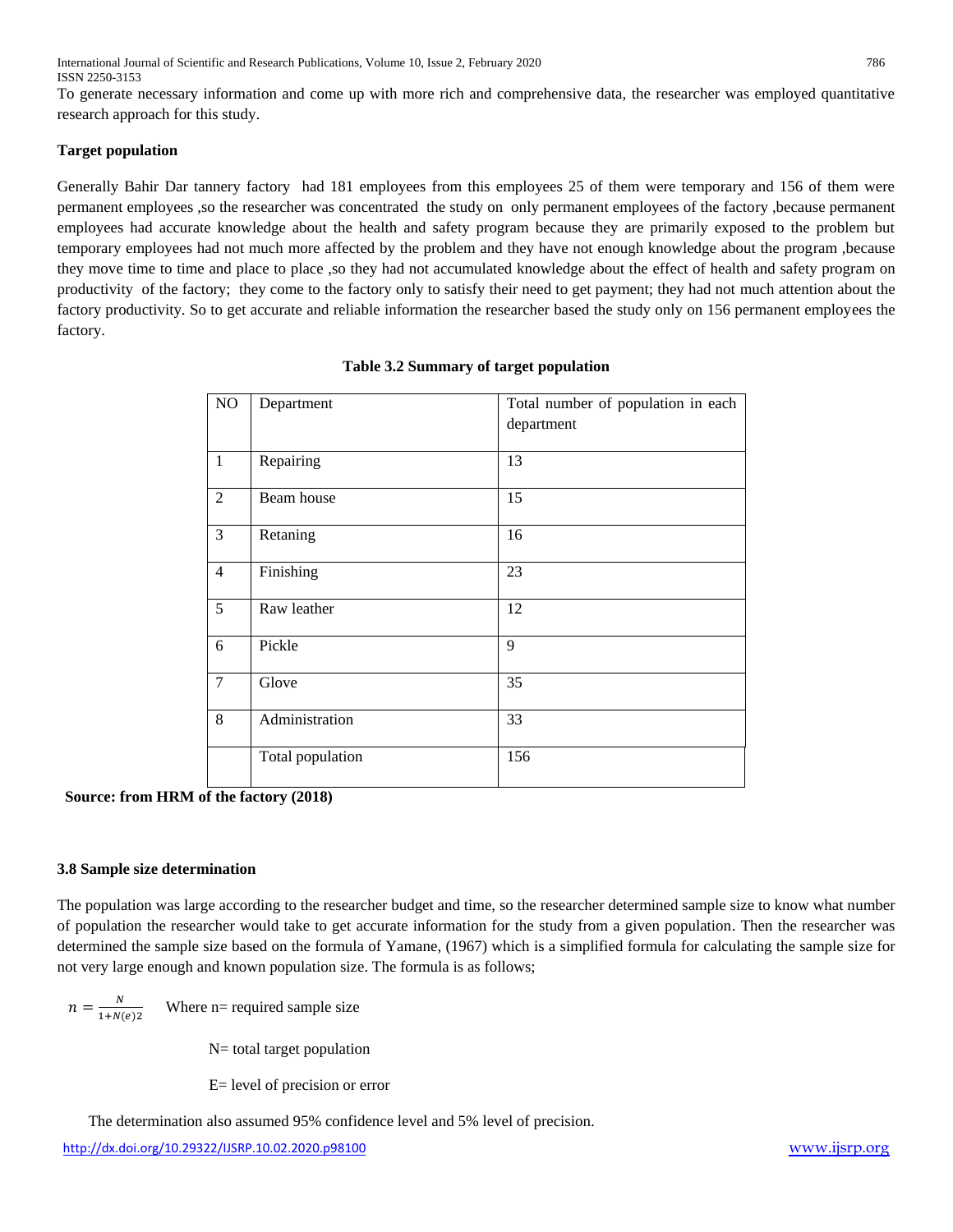To generate necessary information and come up with more rich and comprehensive data, the researcher was employed quantitative research approach for this study.

**Target population**

Generally Bahir Dar tannery factory had 181 employees from this employees 25 of them were temporary and 156 of them were permanent employees ,so the researcher was concentrated the study on only permanent employees of the factory ,because permanent employees had accurate knowledge about the health and safety program because they are primarily exposed to the problem but temporary employees had not much more affected by the problem and they have not enough knowledge about the program ,because they move time to time and place to place ,so they had not accumulated knowledge about the effect of health and safety program on productivity of the factory; they come to the factory only to satisfy their need to get payment; they had not much attention about the factory productivity. So to get accurate and reliable information the researcher based the study only on 156 permanent employees the factory.

**Table 3.2 Summary of target population**

| NO | Department | Total number of population in each department |
|---|---|---|
| 1 | Repairing | 13 |
| 2 | Beam house | 15 |
| 3 | Retaning | 16 |
| 4 | Finishing | 23 |
| 5 | Raw leather | 12 |
| 6 | Pickle | 9 |
| 7 | Glove | 35 |
| 8 | Administration | 33 |
| | Total population | 156 |

**Source: from HRM of the factory (2018)**

### 3.8 Sample size determination

The population was large according to the researcher budget and time, so the researcher determined sample size to know what number of population the researcher would take to get accurate information for the study from a given population. Then the researcher was determined the sample size based on the formula of Yamane, (1967) which is a simplified formula for calculating the sample size for not very large enough and known population size. The formula is as follows;

$n = \frac{N}{1+N(e)2}$ Where n= required sample size

N= total target population

E= level of precision or error

The determination also assumed 95% confidence level and 5% level of precision.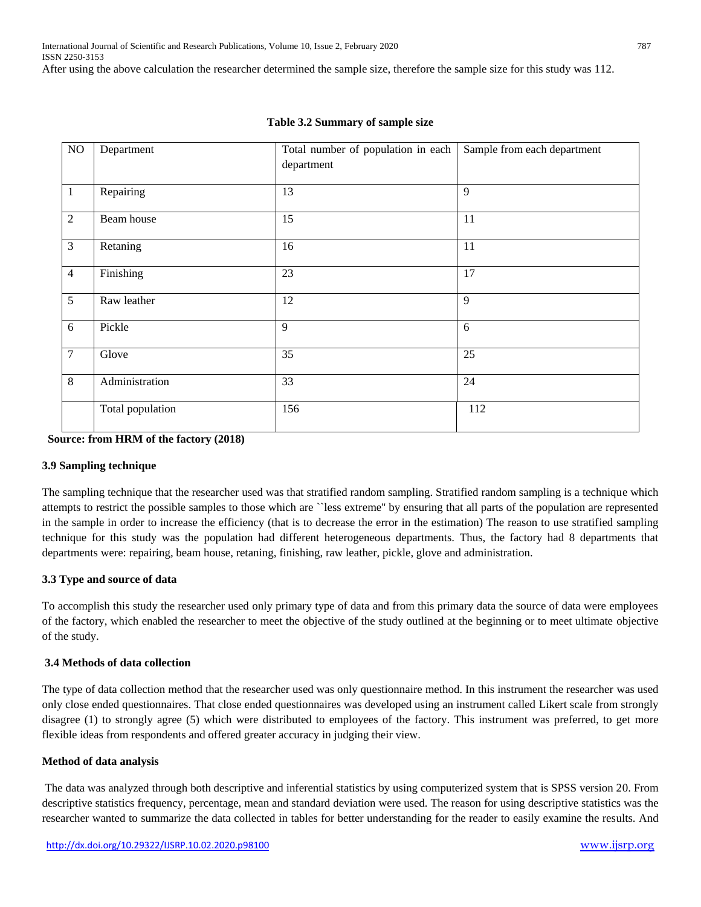After using the above calculation the researcher determined the sample size, therefore the sample size for this study was 112.

**Table 3.2 Summary of sample size**

| NO | Department | Total number of population in each department | Sample from each department |
|---|---|---|---|
| 1 | Repairing | 13 | 9 |
| 2 | Beam house | 15 | 11 |
| 3 | Retaning | 16 | 11 |
| 4 | Finishing | 23 | 17 |
| 5 | Raw leather | 12 | 9 |
| 6 | Pickle | 9 | 6 |
| 7 | Glove | 35 | 25 |
| 8 | Administration | 33 | 24 |
| | Total population | 156 | 112 |

**Source: from HRM of the factory (2018)**

### 3.9 Sampling technique

The sampling technique that the researcher used was that stratified random sampling. Stratified random sampling is a technique which attempts to restrict the possible samples to those which are ``less extreme'' by ensuring that all parts of the population are represented in the sample in order to increase the efficiency (that is to decrease the error in the estimation) The reason to use stratified sampling technique for this study was the population had different heterogeneous departments. Thus, the factory had 8 departments that departments were: repairing, beam house, retaning, finishing, raw leather, pickle, glove and administration.

### 3.3 Type and source of data

To accomplish this study the researcher used only primary type of data and from this primary data the source of data were employees of the factory, which enabled the researcher to meet the objective of the study outlined at the beginning or to meet ultimate objective of the study.

### 3.4 Methods of data collection

The type of data collection method that the researcher used was only questionnaire method. In this instrument the researcher was used only close ended questionnaires. That close ended questionnaires was developed using an instrument called Likert scale from strongly disagree (1) to strongly agree (5) which were distributed to employees of the factory. This instrument was preferred, to get more flexible ideas from respondents and offered greater accuracy in judging their view.

### Method of data analysis

The data was analyzed through both descriptive and inferential statistics by using computerized system that is SPSS version 20. From descriptive statistics frequency, percentage, mean and standard deviation were used. The reason for using descriptive statistics was the researcher wanted to summarize the data collected in tables for better understanding for the reader to easily examine the results. And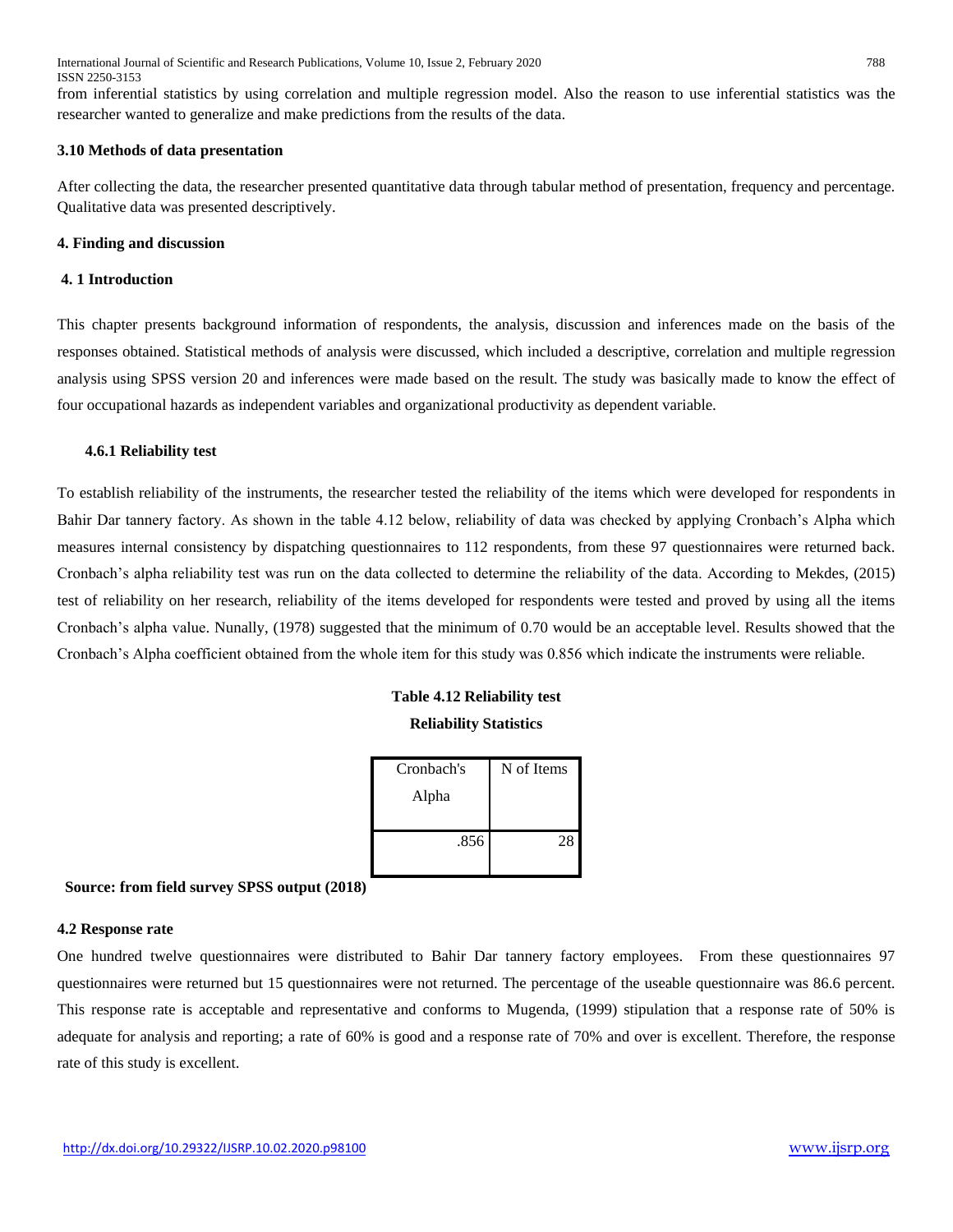from inferential statistics by using correlation and multiple regression model. Also the reason to use inferential statistics was the researcher wanted to generalize and make predictions from the results of the data.

### 3.10 Methods of data presentation

After collecting the data, the researcher presented quantitative data through tabular method of presentation, frequency and percentage. Qualitative data was presented descriptively.

## 4. Finding and discussion

### 4. 1 Introduction

This chapter presents background information of respondents, the analysis, discussion and inferences made on the basis of the responses obtained. Statistical methods of analysis were discussed, which included a descriptive, correlation and multiple regression analysis using SPSS version 20 and inferences were made based on the result. The study was basically made to know the effect of four occupational hazards as independent variables and organizational productivity as dependent variable.

#### 4.6.1 Reliability test

To establish reliability of the instruments, the researcher tested the reliability of the items which were developed for respondents in Bahir Dar tannery factory. As shown in the table 4.12 below, reliability of data was checked by applying Cronbach's Alpha which measures internal consistency by dispatching questionnaires to 112 respondents, from these 97 questionnaires were returned back. Cronbach's alpha reliability test was run on the data collected to determine the reliability of the data. According to Mekdes, (2015) test of reliability on her research, reliability of the items developed for respondents were tested and proved by using all the items Cronbach's alpha value. Nunally, (1978) suggested that the minimum of 0.70 would be an acceptable level. Results showed that the Cronbach's Alpha coefficient obtained from the whole item for this study was 0.856 which indicate the instruments were reliable.

**Table 4.12 Reliability test**

**Reliability Statistics**

| Cronbach's Alpha | N of Items |
|---|---|
| .856 | 28 |

**Source: from field survey SPSS output (2018)**

### 4.2 Response rate

One hundred twelve questionnaires were distributed to Bahir Dar tannery factory employees. From these questionnaires 97 questionnaires were returned but 15 questionnaires were not returned. The percentage of the useable questionnaire was 86.6 percent. This response rate is acceptable and representative and conforms to Mugenda, (1999) stipulation that a response rate of 50% is adequate for analysis and reporting; a rate of 60% is good and a response rate of 70% and over is excellent. Therefore, the response rate of this study is excellent.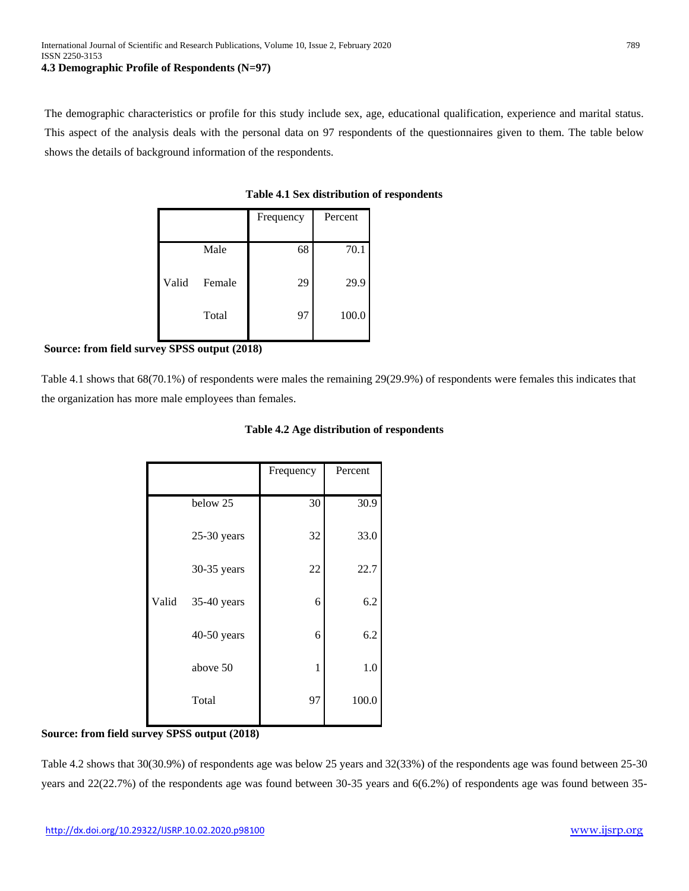### 4.3 Demographic Profile of Respondents (N=97)

The demographic characteristics or profile for this study include sex, age, educational qualification, experience and marital status. This aspect of the analysis deals with the personal data on 97 respondents of the questionnaires given to them. The table below shows the details of background information of the respondents.

**Table 4.1 Sex distribution of respondents**

| | | Frequency | Percent |
|---|---|---|---|
| Valid | Male | 68 | 70.1 |
| | Female | 29 | 29.9 |
| | Total | 97 | 100.0 |

**Source: from field survey SPSS output (2018)**

Table 4.1 shows that 68(70.1%) of respondents were males the remaining 29(29.9%) of respondents were females this indicates that the organization has more male employees than females.

**Table 4.2 Age distribution of respondents**

| | | Frequency | Percent |
|---|---|---|---|
| Valid | below 25 | 30 | 30.9 |
| | 25-30 years | 32 | 33.0 |
| | 30-35 years | 22 | 22.7 |
| | 35-40 years | 6 | 6.2 |
| | 40-50 years | 6 | 6.2 |
| | above 50 | 1 | 1.0 |
| | Total | 97 | 100.0 |

**Source: from field survey SPSS output (2018)**

Table 4.2 shows that 30(30.9%) of respondents age was below 25 years and 32(33%) of the respondents age was found between 25-30 years and 22(22.7%) of the respondents age was found between 30-35 years and 6(6.2%) of respondents age was found between 35-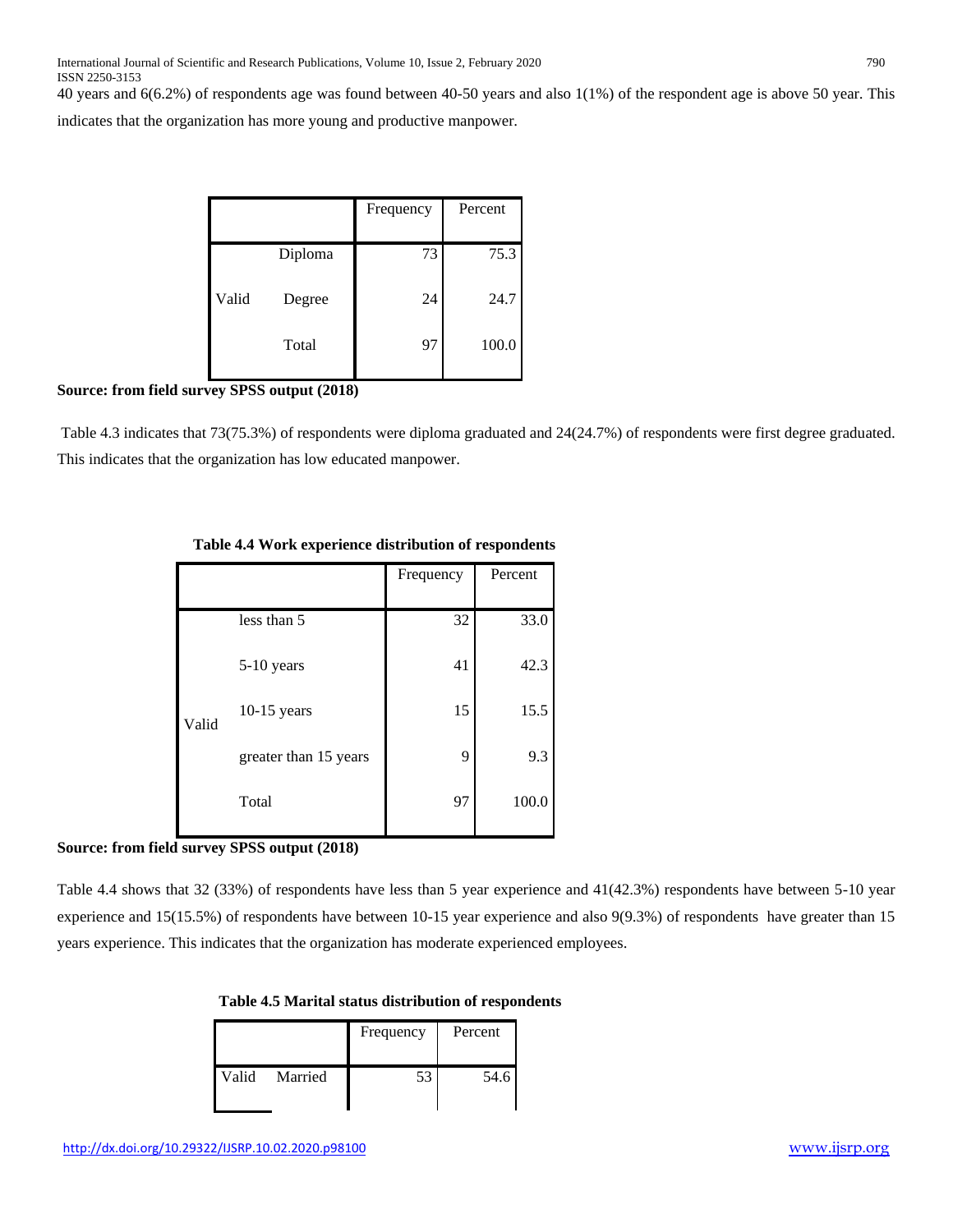40 years and 6(6.2%) of respondents age was found between 40-50 years and also 1(1%) of the respondent age is above 50 year. This indicates that the organization has more young and productive manpower.

| | | Frequency | Percent |
|---|---|---|---|
| Valid | Diploma | 73 | 75.3 |
| | Degree | 24 | 24.7 |
| | Total | 97 | 100.0 |

**Source: from field survey SPSS output (2018)**

Table 4.3 indicates that 73(75.3%) of respondents were diploma graduated and 24(24.7%) of respondents were first degree graduated. This indicates that the organization has low educated manpower.

**Table 4.4 Work experience distribution of respondents**

| | | Frequency | Percent |
|---|---|---|---|
| Valid | less than 5 | 32 | 33.0 |
| | 5-10 years | 41 | 42.3 |
| | 10-15 years | 15 | 15.5 |
| | greater than 15 years | 9 | 9.3 |
| | Total | 97 | 100.0 |

**Source: from field survey SPSS output (2018)**

Table 4.4 shows that 32 (33%) of respondents have less than 5 year experience and 41(42.3%) respondents have between 5-10 year experience and 15(15.5%) of respondents have between 10-15 year experience and also 9(9.3%) of respondents have greater than 15 years experience. This indicates that the organization has moderate experienced employees.

**Table 4.5 Marital status distribution of respondents**

| | | Frequency | Percent |
|---|---|---|---|
| Valid | Married | 53 | 54.6 |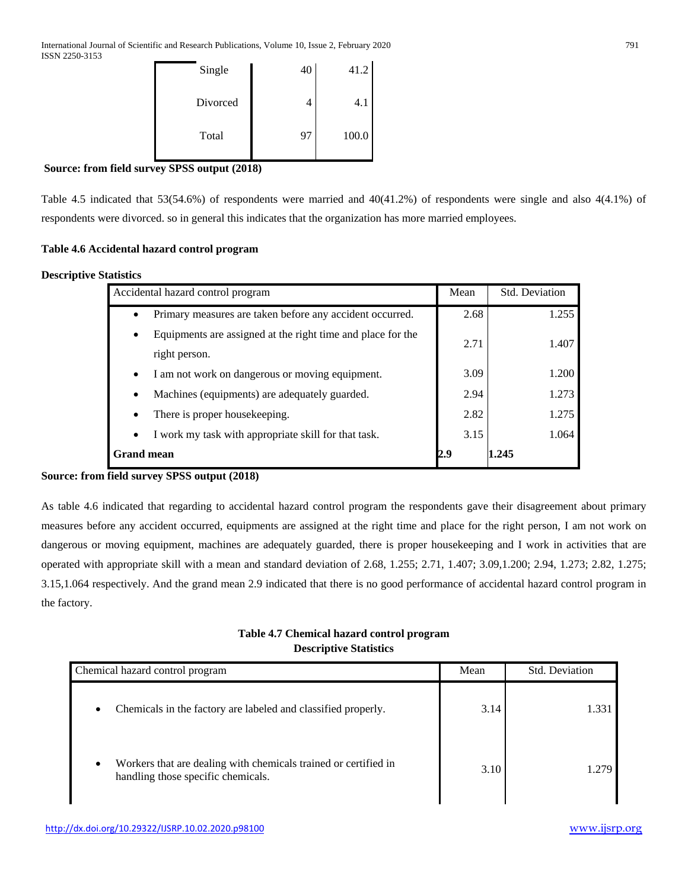| | | |
|---|---|---|
| Single | 40 | 41.2 |
| Divorced | 4 | 4.1 |
| Total | 97 | 100.0 |

**Source: from field survey SPSS output (2018)**

Table 4.5 indicated that 53(54.6%) of respondents were married and 40(41.2%) of respondents were single and also 4(4.1%) of respondents were divorced. so in general this indicates that the organization has more married employees.

**Table 4.6 Accidental hazard control program**

**Descriptive Statistics**

| Accidental hazard control program | Mean | Std. Deviation |
|---|---|---|
| • Primary measures are taken before any accident occurred. | 2.68 | 1.255 |
| • Equipments are assigned at the right time and place for the right person. | 2.71 | 1.407 |
| • I am not work on dangerous or moving equipment. | 3.09 | 1.200 |
| • Machines (equipments) are adequately guarded. | 2.94 | 1.273 |
| • There is proper housekeeping. | 2.82 | 1.275 |
| • I work my task with appropriate skill for that task. | 3.15 | 1.064 |
| **Grand mean** | **2.9** | **1.245** |

**Source: from field survey SPSS output (2018)**

As table 4.6 indicated that regarding to accidental hazard control program the respondents gave their disagreement about primary measures before any accident occurred, equipments are assigned at the right time and place for the right person, I am not work on dangerous or moving equipment, machines are adequately guarded, there is proper housekeeping and I work in activities that are operated with appropriate skill with a mean and standard deviation of 2.68, 1.255; 2.71, 1.407; 3.09,1.200; 2.94, 1.273; 2.82, 1.275; 3.15,1.064 respectively. And the grand mean 2.9 indicated that there is no good performance of accidental hazard control program in the factory.

**Table 4.7 Chemical hazard control program**
**Descriptive Statistics**

| Chemical hazard control program | Mean | Std. Deviation |
|---|---|---|
| • Chemicals in the factory are labeled and classified properly. | 3.14 | 1.331 |
| • Workers that are dealing with chemicals trained or certified in handling those specific chemicals. | 3.10 | 1.279 |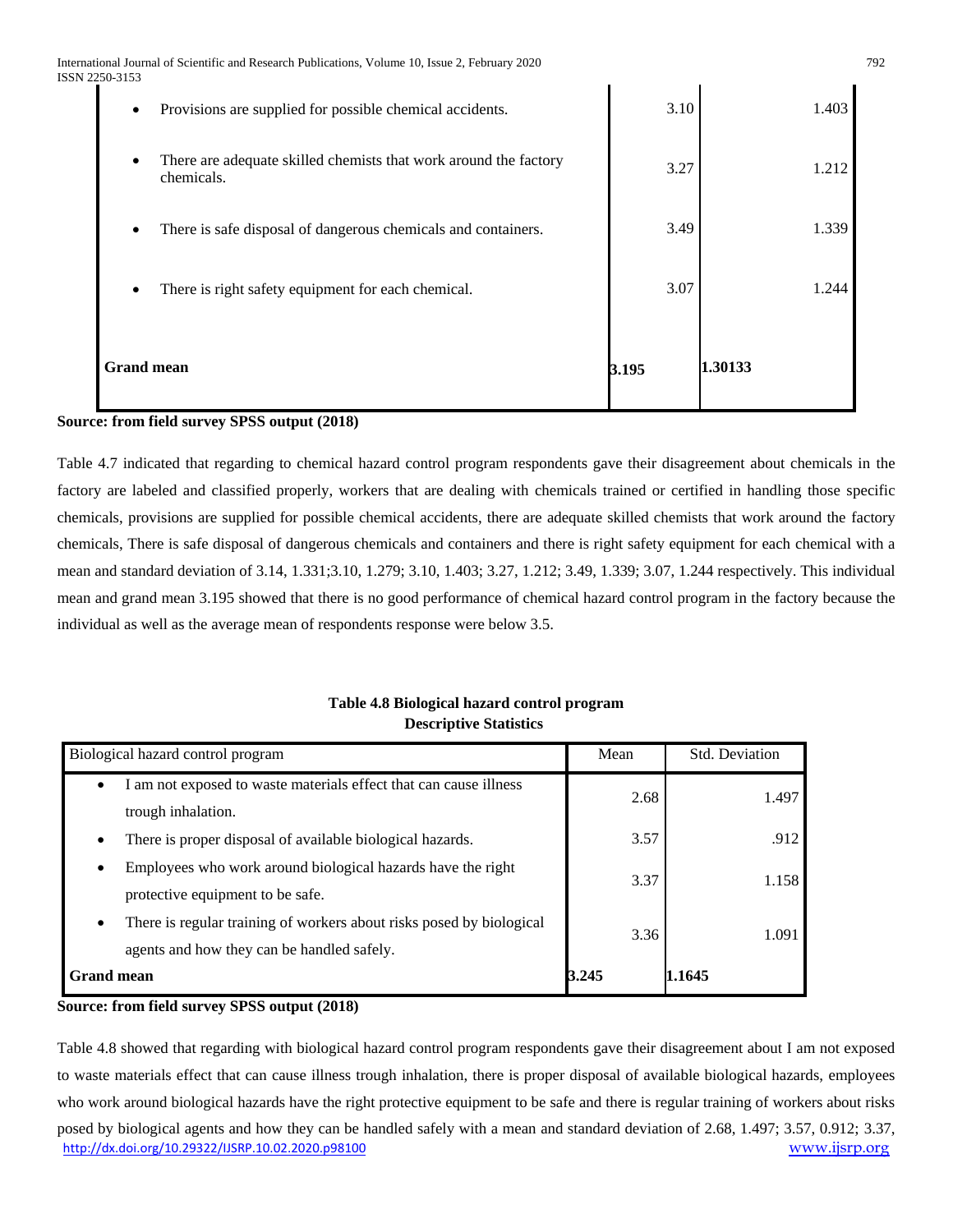| | | |
|---|---|---|
| • Provisions are supplied for possible chemical accidents. | 3.10 | 1.403 |
| • There are adequate skilled chemists that work around the factory chemicals. | 3.27 | 1.212 |
| • There is safe disposal of dangerous chemicals and containers. | 3.49 | 1.339 |
| • There is right safety equipment for each chemical. | 3.07 | 1.244 |
| **Grand mean** | **3.195** | **1.30133** |

**Source: from field survey SPSS output (2018)**

Table 4.7 indicated that regarding to chemical hazard control program respondents gave their disagreement about chemicals in the factory are labeled and classified properly, workers that are dealing with chemicals trained or certified in handling those specific chemicals, provisions are supplied for possible chemical accidents, there are adequate skilled chemists that work around the factory chemicals, There is safe disposal of dangerous chemicals and containers and there is right safety equipment for each chemical with a mean and standard deviation of 3.14, 1.331;3.10, 1.279; 3.10, 1.403; 3.27, 1.212; 3.49, 1.339; 3.07, 1.244 respectively. This individual mean and grand mean 3.195 showed that there is no good performance of chemical hazard control program in the factory because the individual as well as the average mean of respondents response were below 3.5.

**Table 4.8 Biological hazard control program**
**Descriptive Statistics**

| Biological hazard control program | Mean | Std. Deviation |
|---|---|---|
| • I am not exposed to waste materials effect that can cause illness trough inhalation. | 2.68 | 1.497 |
| • There is proper disposal of available biological hazards. | 3.57 | .912 |
| • Employees who work around biological hazards have the right protective equipment to be safe. | 3.37 | 1.158 |
| • There is regular training of workers about risks posed by biological agents and how they can be handled safely. | 3.36 | 1.091 |
| **Grand mean** | **3.245** | **1.1645** |

**Source: from field survey SPSS output (2018)**

Table 4.8 showed that regarding with biological hazard control program respondents gave their disagreement about I am not exposed to waste materials effect that can cause illness trough inhalation, there is proper disposal of available biological hazards, employees who work around biological hazards have the right protective equipment to be safe and there is regular training of workers about risks posed by biological agents and how they can be handled safely with a mean and standard deviation of 2.68, 1.497; 3.57, 0.912; 3.37,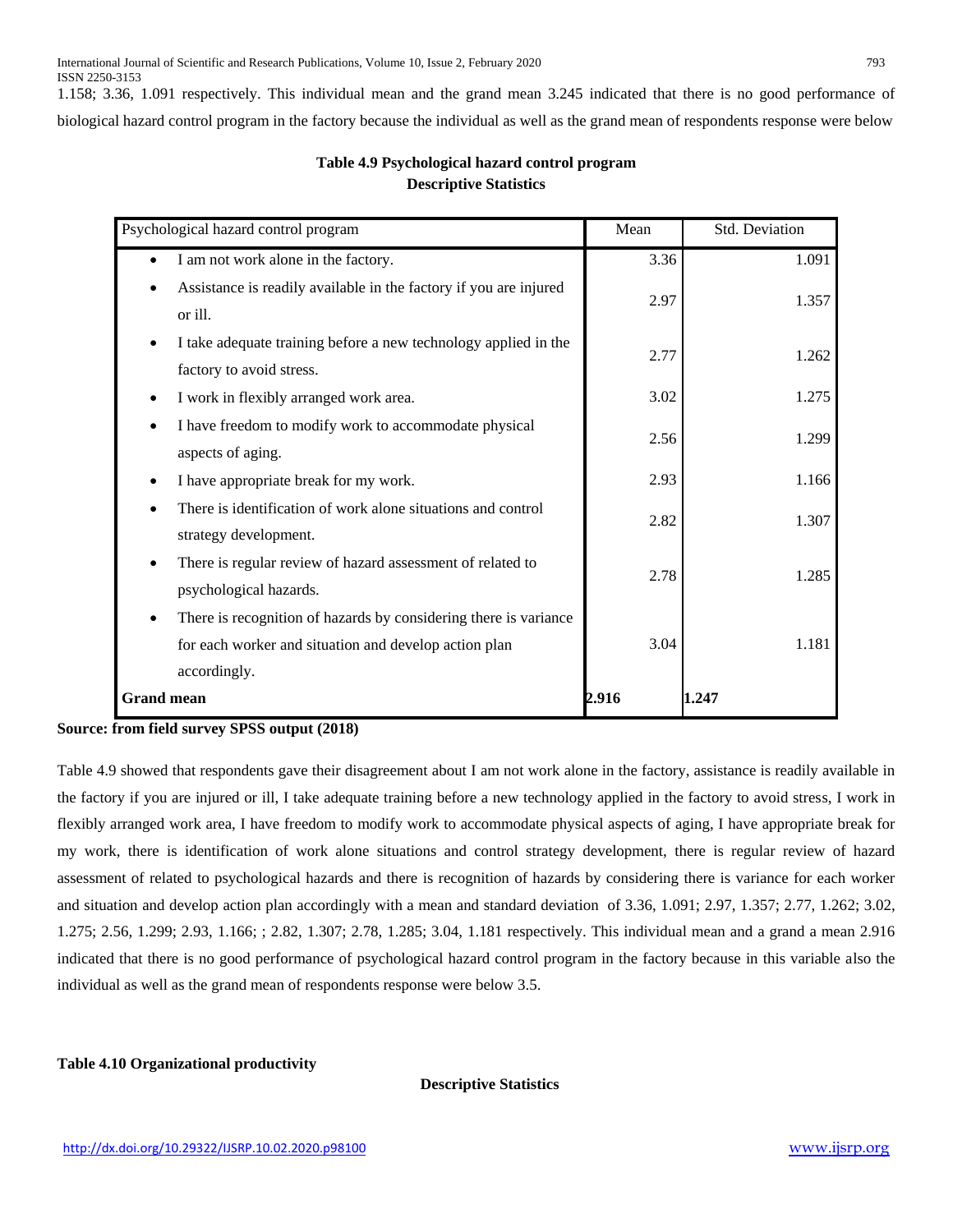1.158; 3.36, 1.091 respectively. This individual mean and the grand mean 3.245 indicated that there is no good performance of biological hazard control program in the factory because the individual as well as the grand mean of respondents response were below

**Table 4.9 Psychological hazard control program**
**Descriptive Statistics**

| Psychological hazard control program | Mean | Std. Deviation |
|---|---|---|
| • I am not work alone in the factory. | 3.36 | 1.091 |
| • Assistance is readily available in the factory if you are injured or ill. | 2.97 | 1.357 |
| • I take adequate training before a new technology applied in the factory to avoid stress. | 2.77 | 1.262 |
| • I work in flexibly arranged work area. | 3.02 | 1.275 |
| • I have freedom to modify work to accommodate physical aspects of aging. | 2.56 | 1.299 |
| • I have appropriate break for my work. | 2.93 | 1.166 |
| • There is identification of work alone situations and control strategy development. | 2.82 | 1.307 |
| • There is regular review of hazard assessment of related to psychological hazards. | 2.78 | 1.285 |
| • There is recognition of hazards by considering there is variance for each worker and situation and develop action plan accordingly. | 3.04 | 1.181 |
| **Grand mean** | **2.916** | **1.247** |

**Source: from field survey SPSS output (2018)**

Table 4.9 showed that respondents gave their disagreement about I am not work alone in the factory, assistance is readily available in the factory if you are injured or ill, I take adequate training before a new technology applied in the factory to avoid stress, I work in flexibly arranged work area, I have freedom to modify work to accommodate physical aspects of aging, I have appropriate break for my work, there is identification of work alone situations and control strategy development, there is regular review of hazard assessment of related to psychological hazards and there is recognition of hazards by considering there is variance for each worker and situation and develop action plan accordingly with a mean and standard deviation of 3.36, 1.091; 2.97, 1.357; 2.77, 1.262; 3.02, 1.275; 2.56, 1.299; 2.93, 1.166; ; 2.82, 1.307; 2.78, 1.285; 3.04, 1.181 respectively. This individual mean and a grand a mean 2.916 indicated that there is no good performance of psychological hazard control program in the factory because in this variable also the individual as well as the grand mean of respondents response were below 3.5.

**Table 4.10 Organizational productivity**

**Descriptive Statistics**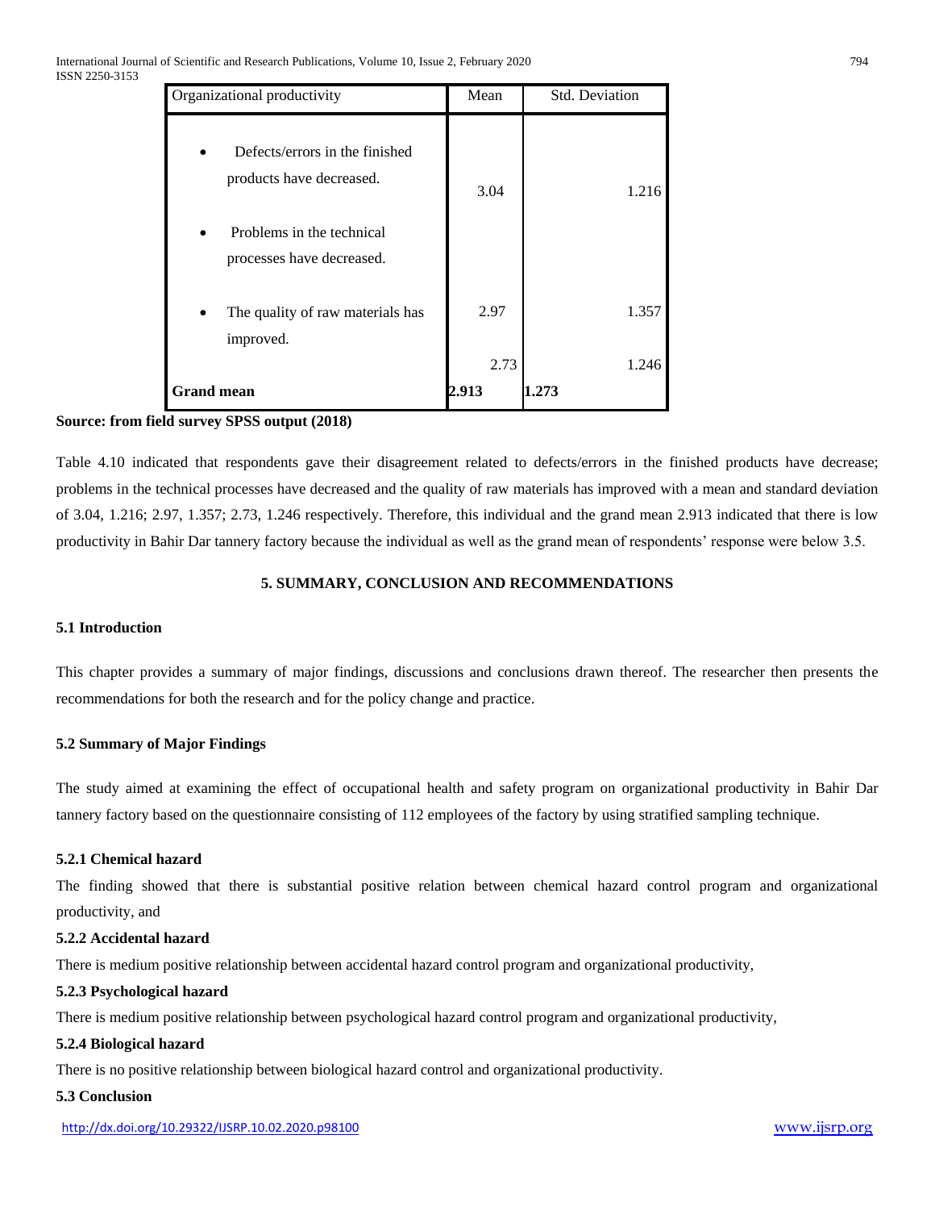| Organizational productivity | Mean | Std. Deviation |
|---|---|---|
| • Defects/errors in the finished products have decreased. | 3.04 | 1.216 |
| • Problems in the technical processes have decreased. | 2.97 | 1.357 |
| • The quality of raw materials has improved. | 2.73 | 1.246 |
| **Grand mean** | **2.913** | **1.273** |

**Source: from field survey SPSS output (2018)**

Table 4.10 indicated that respondents gave their disagreement related to defects/errors in the finished products have decrease; problems in the technical processes have decreased and the quality of raw materials has improved with a mean and standard deviation of 3.04, 1.216; 2.97, 1.357; 2.73, 1.246 respectively. Therefore, this individual and the grand mean 2.913 indicated that there is low productivity in Bahir Dar tannery factory because the individual as well as the grand mean of respondents' response were below 3.5.

## 5. SUMMARY, CONCLUSION AND RECOMMENDATIONS

### 5.1 Introduction

This chapter provides a summary of major findings, discussions and conclusions drawn thereof. The researcher then presents the recommendations for both the research and for the policy change and practice.

### 5.2 Summary of Major Findings

The study aimed at examining the effect of occupational health and safety program on organizational productivity in Bahir Dar tannery factory based on the questionnaire consisting of 112 employees of the factory by using stratified sampling technique.

#### 5.2.1 Chemical hazard

The finding showed that there is substantial positive relation between chemical hazard control program and organizational productivity, and

#### 5.2.2 Accidental hazard

There is medium positive relationship between accidental hazard control program and organizational productivity,

#### 5.2.3 Psychological hazard

There is medium positive relationship between psychological hazard control program and organizational productivity,

#### 5.2.4 Biological hazard

There is no positive relationship between biological hazard control and organizational productivity.

### 5.3 Conclusion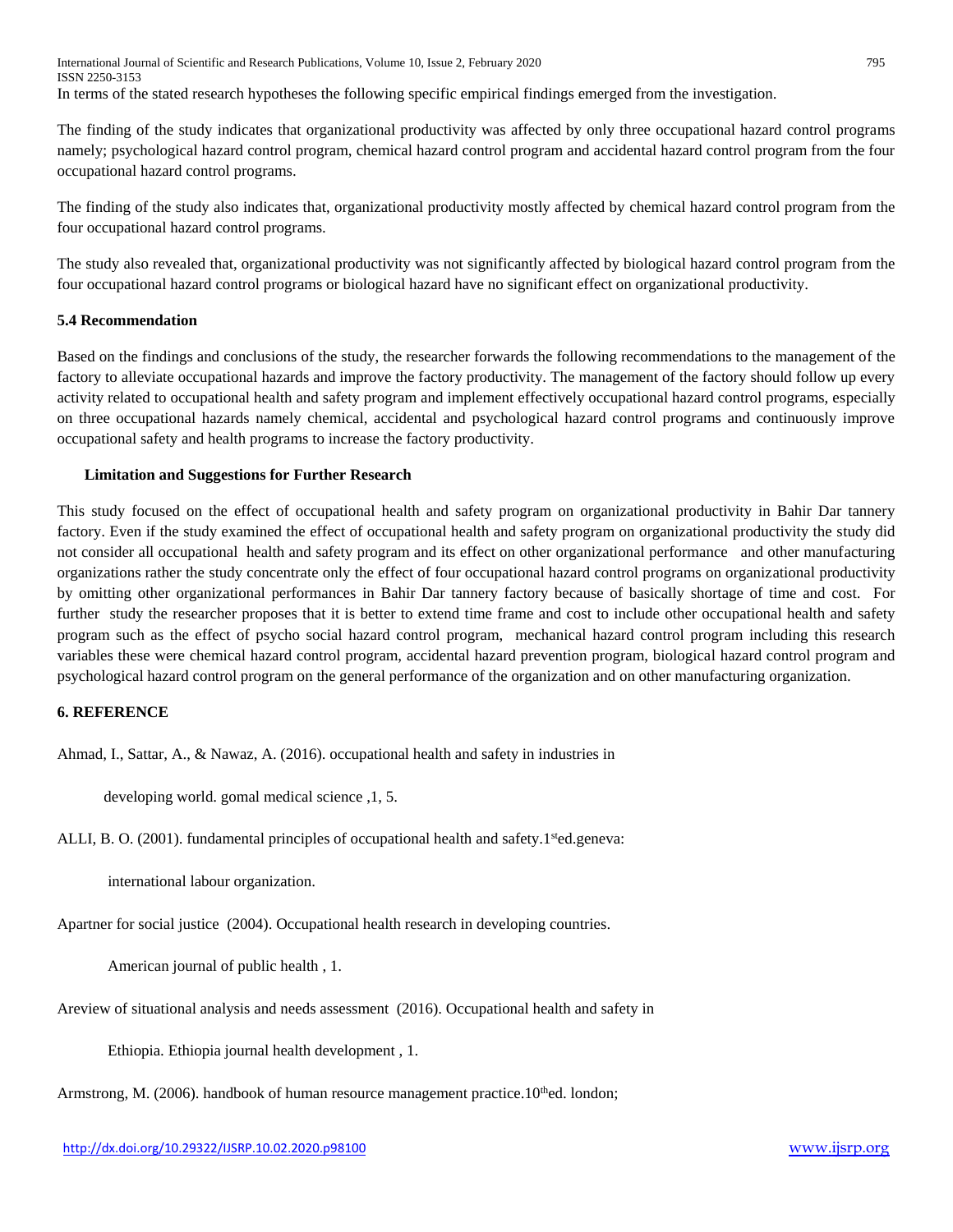In terms of the stated research hypotheses the following specific empirical findings emerged from the investigation.

The finding of the study indicates that organizational productivity was affected by only three occupational hazard control programs namely; psychological hazard control program, chemical hazard control program and accidental hazard control program from the four occupational hazard control programs.

The finding of the study also indicates that, organizational productivity mostly affected by chemical hazard control program from the four occupational hazard control programs.

The study also revealed that, organizational productivity was not significantly affected by biological hazard control program from the four occupational hazard control programs or biological hazard have no significant effect on organizational productivity.

### 5.4 Recommendation

Based on the findings and conclusions of the study, the researcher forwards the following recommendations to the management of the factory to alleviate occupational hazards and improve the factory productivity. The management of the factory should follow up every activity related to occupational health and safety program and implement effectively occupational hazard control programs, especially on three occupational hazards namely chemical, accidental and psychological hazard control programs and continuously improve occupational safety and health programs to increase the factory productivity.

### Limitation and Suggestions for Further Research

This study focused on the effect of occupational health and safety program on organizational productivity in Bahir Dar tannery factory. Even if the study examined the effect of occupational health and safety program on organizational productivity the study did not consider all occupational health and safety program and its effect on other organizational performance and other manufacturing organizations rather the study concentrate only the effect of four occupational hazard control programs on organizational productivity by omitting other organizational performances in Bahir Dar tannery factory because of basically shortage of time and cost. For further study the researcher proposes that it is better to extend time frame and cost to include other occupational health and safety program such as the effect of psycho social hazard control program, mechanical hazard control program including this research variables these were chemical hazard control program, accidental hazard prevention program, biological hazard control program and psychological hazard control program on the general performance of the organization and on other manufacturing organization.

## 6. REFERENCE

Ahmad, I., Sattar, A., & Nawaz, A. (2016). occupational health and safety in industries in developing world. gomal medical science ,1, 5.

ALLI, B. O. (2001). fundamental principles of occupational health and safety.1sted.geneva: international labour organization.

Apartner for social justice (2004). Occupational health research in developing countries. American journal of public health , 1.

Areview of situational analysis and needs assessment (2016). Occupational health and safety in Ethiopia. Ethiopia journal health development , 1.

Armstrong, M. (2006). handbook of human resource management practice.10thed. london;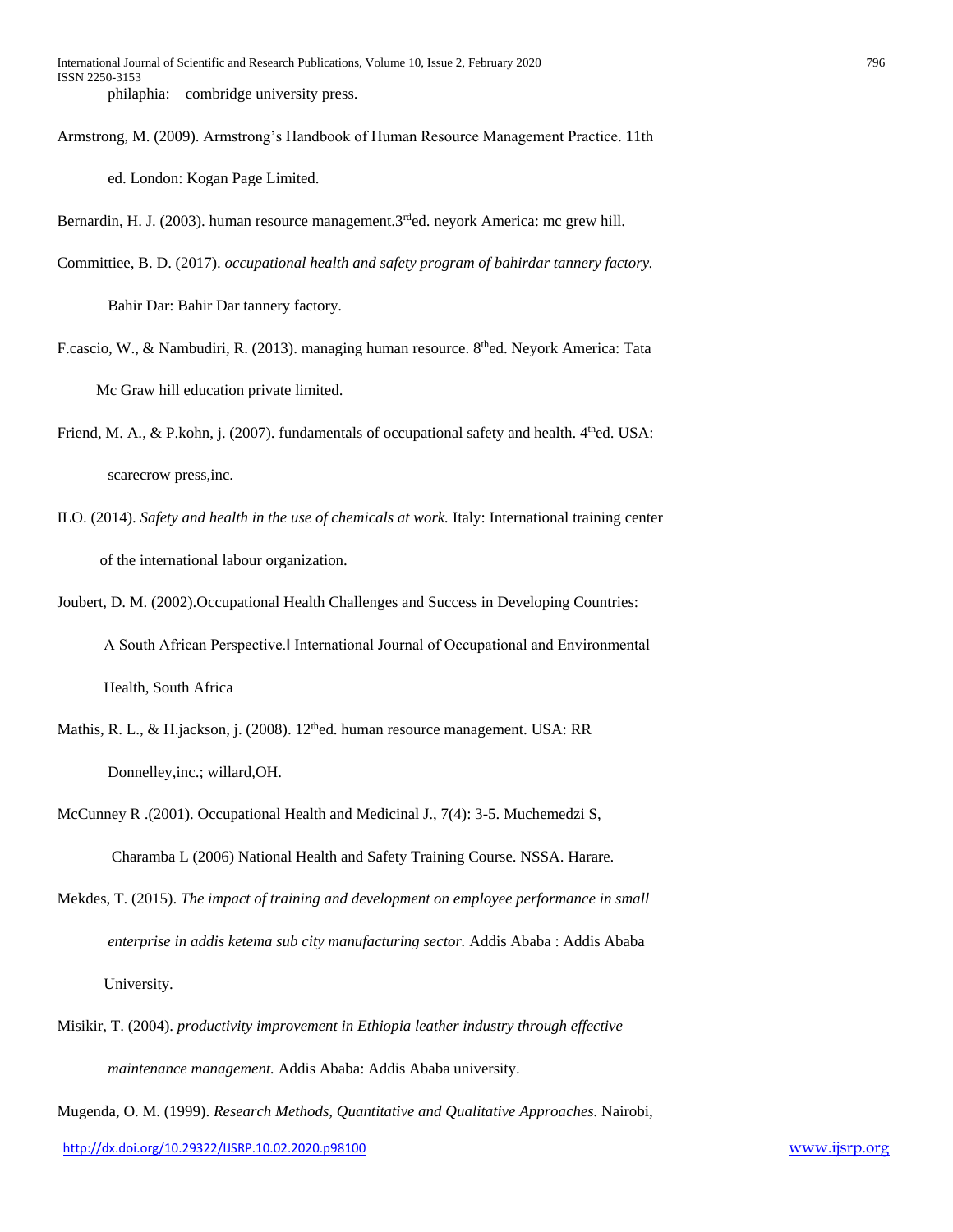philaphia: combridge university press.

Armstrong, M. (2009). Armstrong's Handbook of Human Resource Management Practice. 11th ed. London: Kogan Page Limited.

Bernardin, H. J. (2003). human resource management.3rd ed. neyork America: mc grew hill.

Committiee, B. D. (2017). *occupational health and safety program of bahirdar tannery factory.* Bahir Dar: Bahir Dar tannery factory.

F.cascio, W., & Nambudiri, R. (2013). managing human resource. 8th ed. Neyork America: Tata Mc Graw hill education private limited.

Friend, M. A., & P.kohn, j. (2007). fundamentals of occupational safety and health. 4th ed. USA: scarecrow press,inc.

ILO. (2014). *Safety and health in the use of chemicals at work.* Italy: International training center of the international labour organization.

Joubert, D. M. (2002).Occupational Health Challenges and Success in Developing Countries: A South African Perspective.‖ International Journal of Occupational and Environmental Health, South Africa

Mathis, R. L., & H.jackson, j. (2008). 12th ed. human resource management. USA: RR Donnelley,inc.; willard,OH.

McCunney R .(2001). Occupational Health and Medicinal J., 7(4): 3-5. Muchemedzi S, Charamba L (2006) National Health and Safety Training Course. NSSA. Harare.

Mekdes, T. (2015). *The impact of training and development on employee performance in small enterprise in addis ketema sub city manufacturing sector.* Addis Ababa : Addis Ababa University.

Misikir, T. (2004). *productivity improvement in Ethiopia leather industry through effective maintenance management.* Addis Ababa: Addis Ababa university.

Mugenda, O. M. (1999). *Research Methods, Quantitative and Qualitative Approaches.* Nairobi,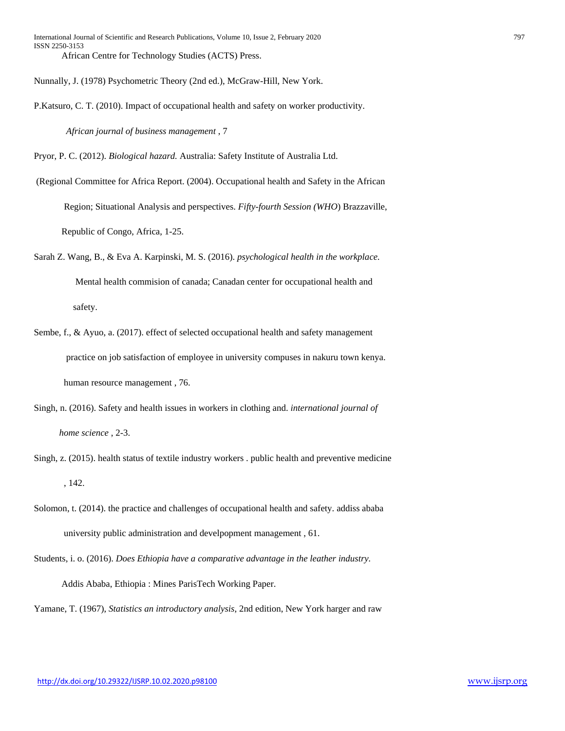African Centre for Technology Studies (ACTS) Press.

Nunnally, J. (1978) Psychometric Theory (2nd ed.), McGraw-Hill, New York.

P.Katsuro, C. T. (2010). Impact of occupational health and safety on worker productivity. *African journal of business management* , 7

Pryor, P. C. (2012). *Biological hazard.* Australia: Safety Institute of Australia Ltd.

(Regional Committee for Africa Report. (2004). Occupational health and Safety in the African Region; Situational Analysis and perspectives. *Fifty-fourth Session (WHO*) Brazzaville, Republic of Congo, Africa, 1-25.

Sarah Z. Wang, B., & Eva A. Karpinski, M. S. (2016). *psychological health in the workplace.* Mental health commision of canada; Canadan center for occupational health and safety.

Sembe, f., & Ayuo, a. (2017). effect of selected occupational health and safety management practice on job satisfaction of employee in university compuses in nakuru town kenya. human resource management , 76.

Singh, n. (2016). Safety and health issues in workers in clothing and. *international journal of home science* , 2-3.

Singh, z. (2015). health status of textile industry workers . public health and preventive medicine , 142.

Solomon, t. (2014). the practice and challenges of occupational health and safety. addiss ababa university public administration and develpopment management , 61.

Students, i. o. (2016). *Does Ethiopia have a comparative advantage in the leather industry.* Addis Ababa, Ethiopia : Mines ParisTech Working Paper.

Yamane, T. (1967), *Statistics an introductory analysis,* 2nd edition, New York harger and raw